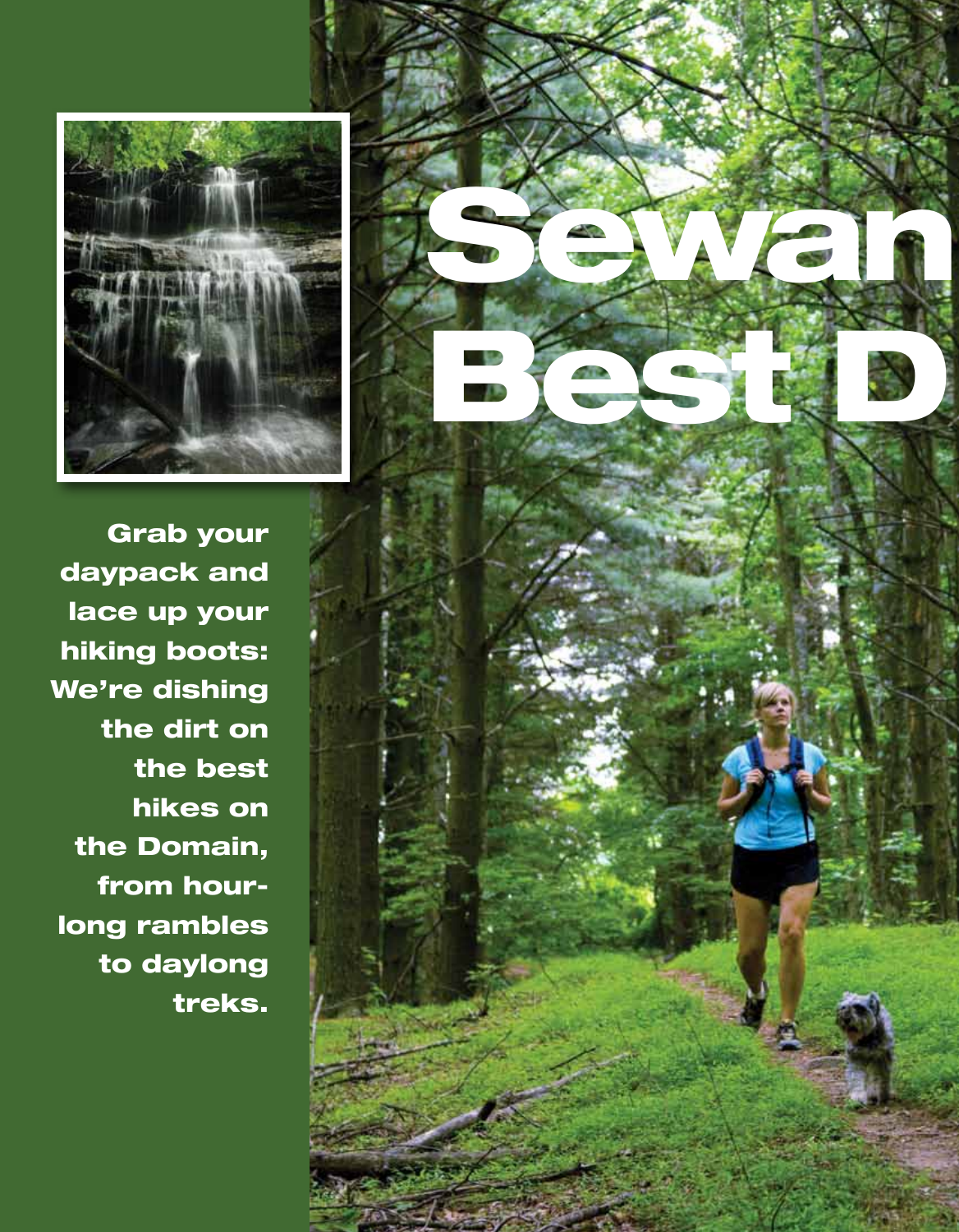# Sewan
# Best D

**Grab your daypack and lace up your hiking boots: We're dishing the dirt on the best hikes on the Domain, from hour-long rambles to daylong treks.**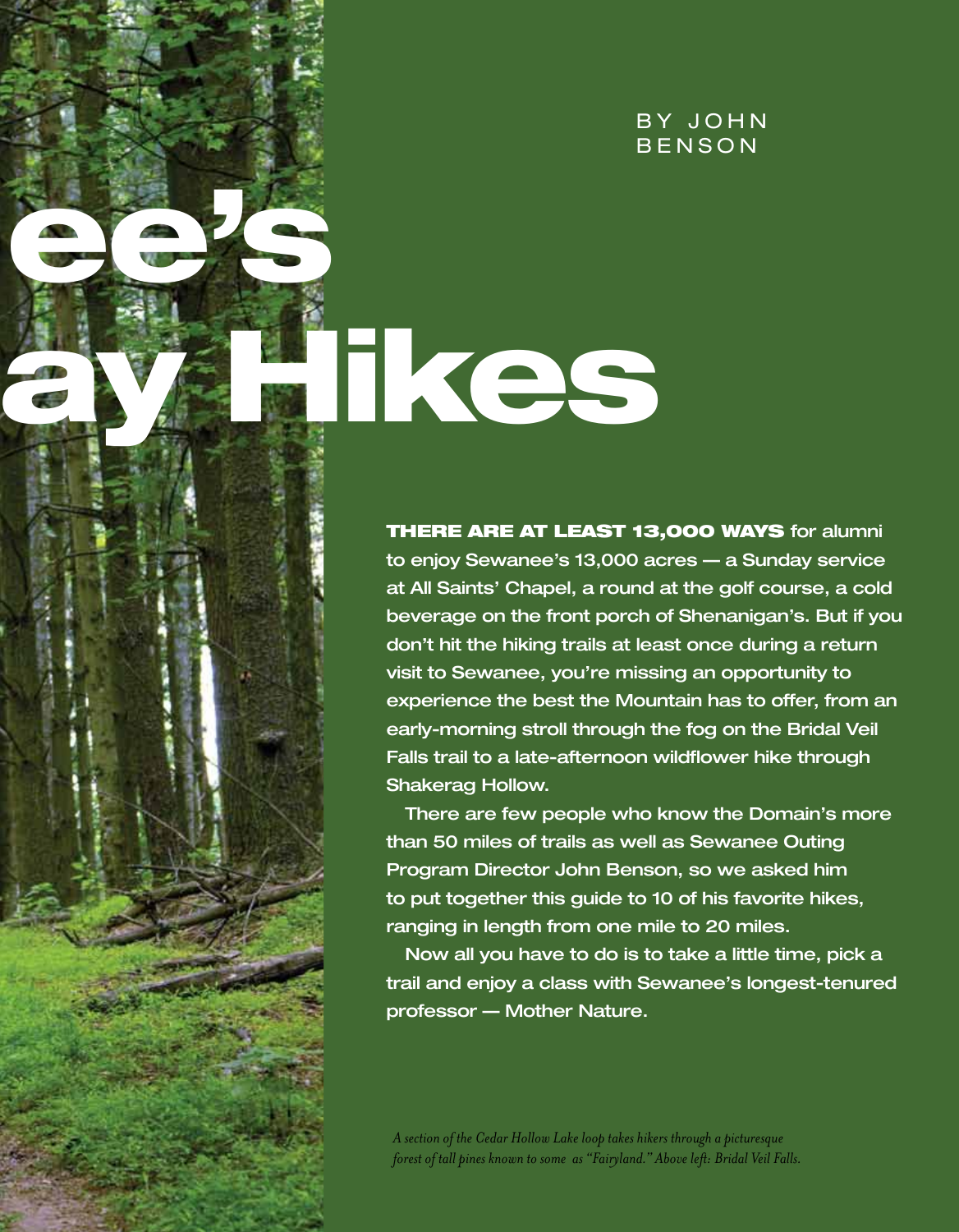# ee's

# ay Hikes

BY JOHN BENSON

**THERE ARE AT LEAST 13,000 WAYS** for alumni to enjoy Sewanee's 13,000 acres — a Sunday service at All Saints' Chapel, a round at the golf course, a cold beverage on the front porch of Shenanigan's. But if you don't hit the hiking trails at least once during a return visit to Sewanee, you're missing an opportunity to experience the best the Mountain has to offer, from an early-morning stroll through the fog on the Bridal Veil Falls trail to a late-afternoon wildflower hike through Shakerag Hollow.

There are few people who know the Domain's more than 50 miles of trails as well as Sewanee Outing Program Director John Benson, so we asked him to put together this guide to 10 of his favorite hikes, ranging in length from one mile to 20 miles.

Now all you have to do is to take a little time, pick a trail and enjoy a class with Sewanee's longest-tenured professor — Mother Nature.

*A section of the Cedar Hollow Lake loop takes hikers through a picturesque forest of tall pines known to some as "Fairyland." Above left: Bridal Veil Falls.*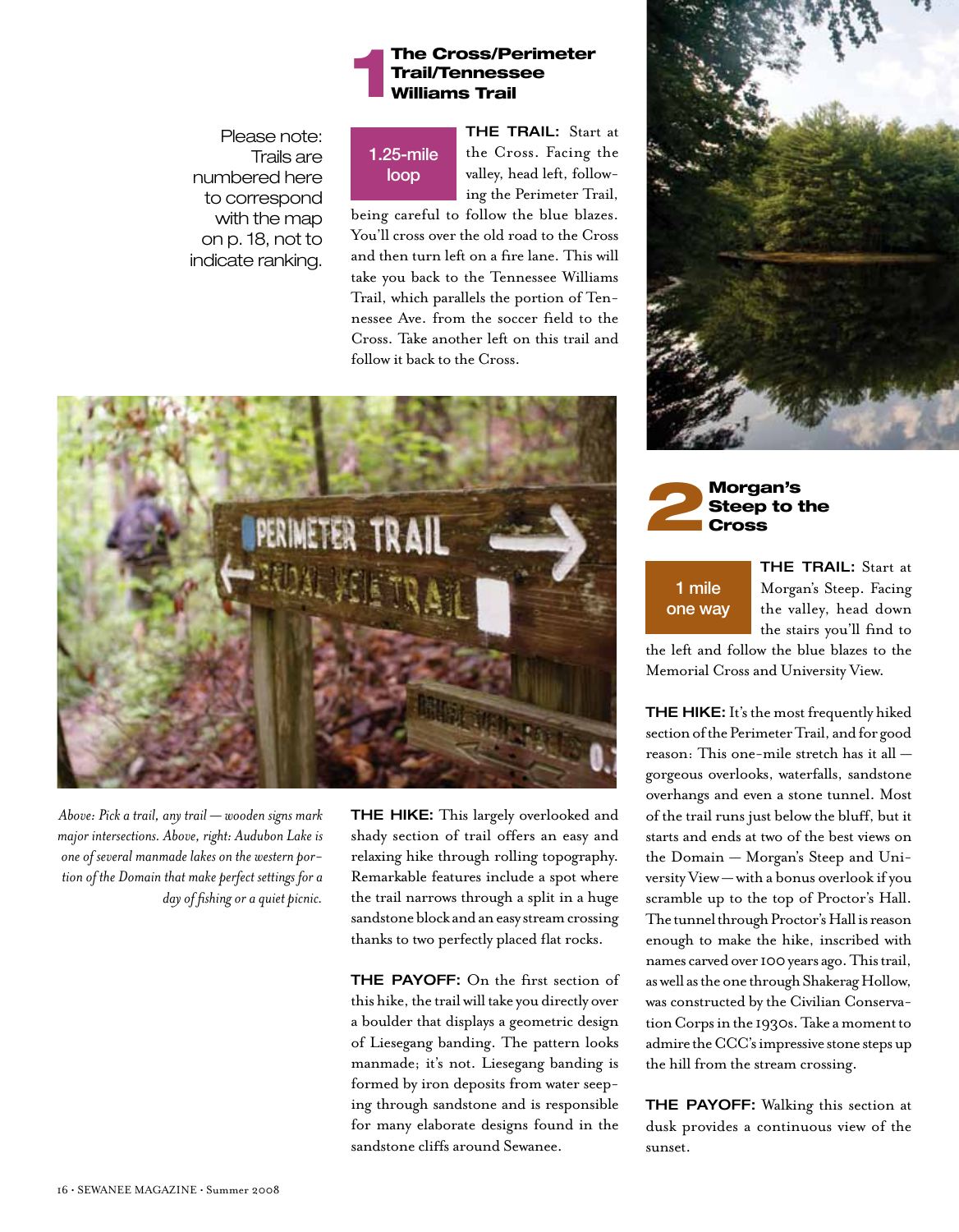Please note: Trails are numbered here to correspond with the map on p. 18, not to indicate ranking.

## 1 The Cross/Perimeter Trail/Tennessee Williams Trail

**1.25-mile loop**

**THE TRAIL:** Start at the Cross. Facing the valley, head left, following the Perimeter Trail, being careful to follow the blue blazes. You'll cross over the old road to the Cross and then turn left on a fire lane. This will take you back to the Tennessee Williams Trail, which parallels the portion of Tennessee Ave. from the soccer field to the Cross. Take another left on this trail and follow it back to the Cross.

*Above: Pick a trail, any trail — wooden signs mark major intersections. Above, right: Audubon Lake is one of several manmade lakes on the western portion of the Domain that make perfect settings for a day of fishing or a quiet picnic.*

**THE HIKE:** This largely overlooked and shady section of trail offers an easy and relaxing hike through rolling topography. Remarkable features include a spot where the trail narrows through a split in a huge sandstone block and an easy stream crossing thanks to two perfectly placed flat rocks.

**THE PAYOFF:** On the first section of this hike, the trail will take you directly over a boulder that displays a geometric design of Liesegang banding. The pattern looks manmade; it's not. Liesegang banding is formed by iron deposits from water seeping through sandstone and is responsible for many elaborate designs found in the sandstone cliffs around Sewanee.

## 2 Morgan's Steep to the Cross

**1 mile one way**

**THE TRAIL:** Start at Morgan's Steep. Facing the valley, head down the stairs you'll find to the left and follow the blue blazes to the Memorial Cross and University View.

**THE HIKE:** It's the most frequently hiked section of the Perimeter Trail, and for good reason: This one-mile stretch has it all — gorgeous overlooks, waterfalls, sandstone overhangs and even a stone tunnel. Most of the trail runs just below the bluff, but it starts and ends at two of the best views on the Domain — Morgan's Steep and University View — with a bonus overlook if you scramble up to the top of Proctor's Hall. The tunnel through Proctor's Hall is reason enough to make the hike, inscribed with names carved over 100 years ago. This trail, as well as the one through Shakerag Hollow, was constructed by the Civilian Conservation Corps in the 1930s. Take a moment to admire the CCC's impressive stone steps up the hill from the stream crossing.

**THE PAYOFF:** Walking this section at dusk provides a continuous view of the sunset.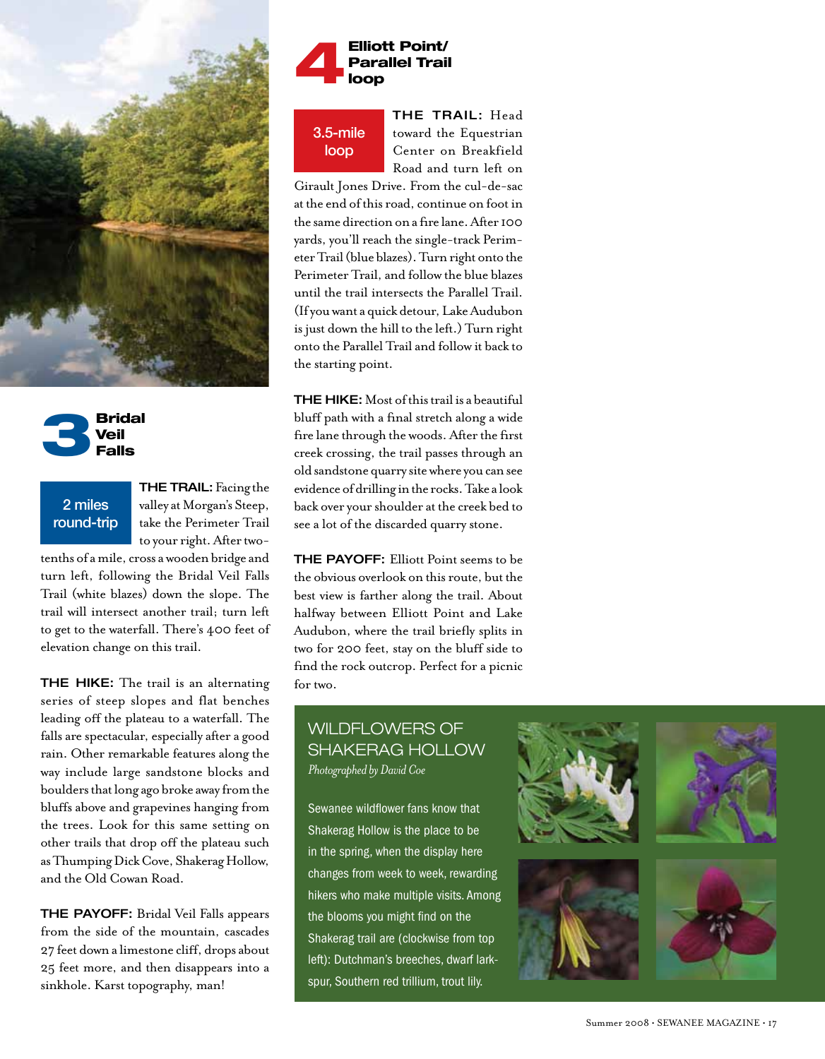## 3 Bridal Veil Falls

**2 miles round-trip**

**THE TRAIL:** Facing the valley at Morgan's Steep, take the Perimeter Trail to your right. After two-tenths of a mile, cross a wooden bridge and turn left, following the Bridal Veil Falls Trail (white blazes) down the slope. The trail will intersect another trail; turn left to get to the waterfall. There's 400 feet of elevation change on this trail.

**THE HIKE:** The trail is an alternating series of steep slopes and flat benches leading off the plateau to a waterfall. The falls are spectacular, especially after a good rain. Other remarkable features along the way include large sandstone blocks and boulders that long ago broke away from the bluffs above and grapevines hanging from the trees. Look for this same setting on other trails that drop off the plateau such as Thumping Dick Cove, Shakerag Hollow, and the Old Cowan Road.

**THE PAYOFF:** Bridal Veil Falls appears from the side of the mountain, cascades 27 feet down a limestone cliff, drops about 25 feet more, and then disappears into a sinkhole. Karst topography, man!

## 4 Elliott Point/ Parallel Trail loop

**3.5-mile loop**

**THE TRAIL:** Head toward the Equestrian Center on Breakfield Road and turn left on Girault Jones Drive. From the cul-de-sac at the end of this road, continue on foot in the same direction on a fire lane. After 100 yards, you'll reach the single-track Perimeter Trail (blue blazes). Turn right onto the Perimeter Trail, and follow the blue blazes until the trail intersects the Parallel Trail. (If you want a quick detour, Lake Audubon is just down the hill to the left.) Turn right onto the Parallel Trail and follow it back to the starting point.

**THE HIKE:** Most of this trail is a beautiful bluff path with a final stretch along a wide fire lane through the woods. After the first creek crossing, the trail passes through an old sandstone quarry site where you can see evidence of drilling in the rocks. Take a look back over your shoulder at the creek bed to see a lot of the discarded quarry stone.

**THE PAYOFF:** Elliott Point seems to be the obvious overlook on this route, but the best view is farther along the trail. About halfway between Elliott Point and Lake Audubon, where the trail briefly splits in two for 200 feet, stay on the bluff side to find the rock outcrop. Perfect for a picnic for two.

### WILDFLOWERS OF SHAKERAG HOLLOW

*Photographed by David Coe*

Sewanee wildflower fans know that Shakerag Hollow is the place to be in the spring, when the display here changes from week to week, rewarding hikers who make multiple visits. Among the blooms you might find on the Shakerag trail are (clockwise from top left): Dutchman's breeches, dwarf larkspur, Southern red trillium, trout lily.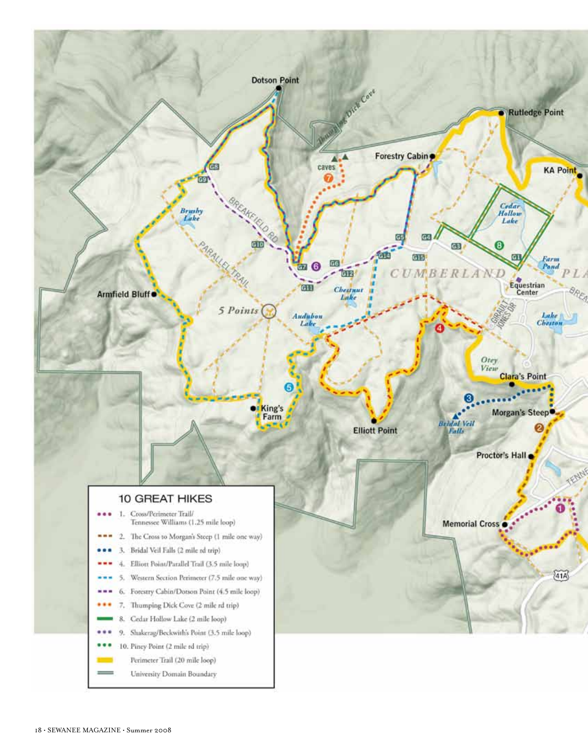## 10 GREAT HIKES

- 1. Cross/Perimeter Trail/ Tennessee Williams (1.25 mile loop)
- 2. The Cross to Morgan's Steep (1 mile one way)
- 3. Bridal Veil Falls (2 mile rd trip)
- 4. Elliott Point/Parallel Trail (3.5 mile loop)
- 5. Western Section Perimeter (7.5 mile one way)
- 6. Forestry Cabin/Dotson Point (4.5 mile loop)
- 7. Thumping Dick Cove (2 mile rd trip)
- 8. Cedar Hollow Lake (2 mile loop)
- 9. Shakerag/Beckwith's Point (3.5 mile loop)
- 10. Piney Point (2 mile rd trip)
- Perimeter Trail (20 mile loop)
- University Domain Boundary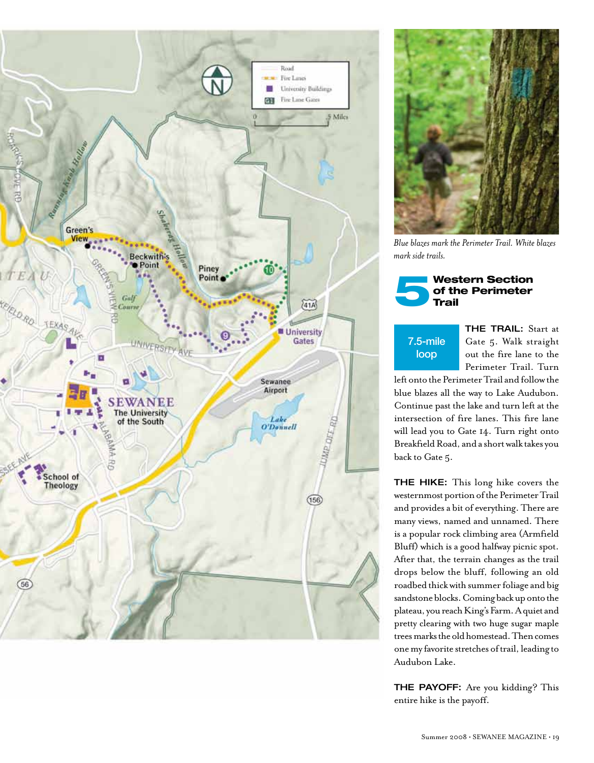*Blue blazes mark the Perimeter Trail. White blazes mark side trails.*

## 5 Western Section of the Perimeter Trail

**7.5-mile loop**

**THE TRAIL:** Start at Gate 5. Walk straight out the fire lane to the Perimeter Trail. Turn left onto the Perimeter Trail and follow the blue blazes all the way to Lake Audubon. Continue past the lake and turn left at the intersection of fire lanes. This fire lane will lead you to Gate 14. Turn right onto Breakfield Road, and a short walk takes you back to Gate 5.

**THE HIKE:** This long hike covers the westernmost portion of the Perimeter Trail and provides a bit of everything. There are many views, named and unnamed. There is a popular rock climbing area (Armfield Bluff) which is a good halfway picnic spot. After that, the terrain changes as the trail drops below the bluff, following an old roadbed thick with summer foliage and big sandstone blocks. Coming back up onto the plateau, you reach King's Farm. A quiet and pretty clearing with two huge sugar maple trees marks the old homestead. Then comes one my favorite stretches of trail, leading to Audubon Lake.

**THE PAYOFF:** Are you kidding? This entire hike is the payoff.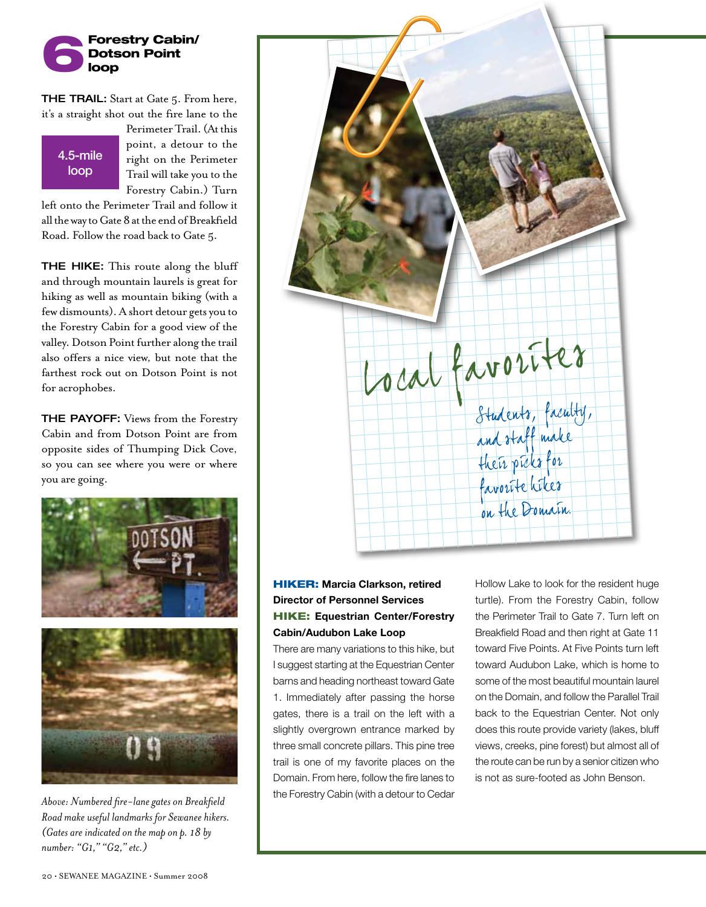## 6 Forestry Cabin/ Dotson Point loop

**4.5-mile loop**

**THE TRAIL:** Start at Gate 5. From here, it's a straight shot out the fire lane to the Perimeter Trail. (At this point, a detour to the right on the Perimeter Trail will take you to the Forestry Cabin.) Turn left onto the Perimeter Trail and follow it all the way to Gate 8 at the end of Breakfield Road. Follow the road back to Gate 5.

**THE HIKE:** This route along the bluff and through mountain laurels is great for hiking as well as mountain biking (with a few dismounts). A short detour gets you to the Forestry Cabin for a good view of the valley. Dotson Point further along the trail also offers a nice view, but note that the farthest rock out on Dotson Point is not for acrophobes.

**THE PAYOFF:** Views from the Forestry Cabin and from Dotson Point are from opposite sides of Thumping Dick Cove, so you can see where you were or where you are going.

*Above: Numbered fire-lane gates on Breakfield Road make useful landmarks for Sewanee hikers. (Gates are indicated on the map on p. 18 by number: "G1," "G2," etc.)*

# Local favorites

Students, faculty, and staff make their picks for favorite hikes on the Domain.

**HIKER:** Marcia Clarkson, retired Director of Personnel Services

**HIKE:** Equestrian Center/Forestry Cabin/Audubon Lake Loop

There are many variations to this hike, but I suggest starting at the Equestrian Center barns and heading northeast toward Gate 1. Immediately after passing the horse gates, there is a trail on the left with a slightly overgrown entrance marked by three small concrete pillars. This pine tree trail is one of my favorite places on the Domain. From here, follow the fire lanes to the Forestry Cabin (with a detour to Cedar Hollow Lake to look for the resident huge turtle). From the Forestry Cabin, follow the Perimeter Trail to Gate 7. Turn left on Breakfield Road and then right at Gate 11 toward Five Points. At Five Points turn left toward Audubon Lake, which is home to some of the most beautiful mountain laurel on the Domain, and follow the Parallel Trail back to the Equestrian Center. Not only does this route provide variety (lakes, bluff views, creeks, pine forest) but almost all of the route can be run by a senior citizen who is not as sure-footed as John Benson.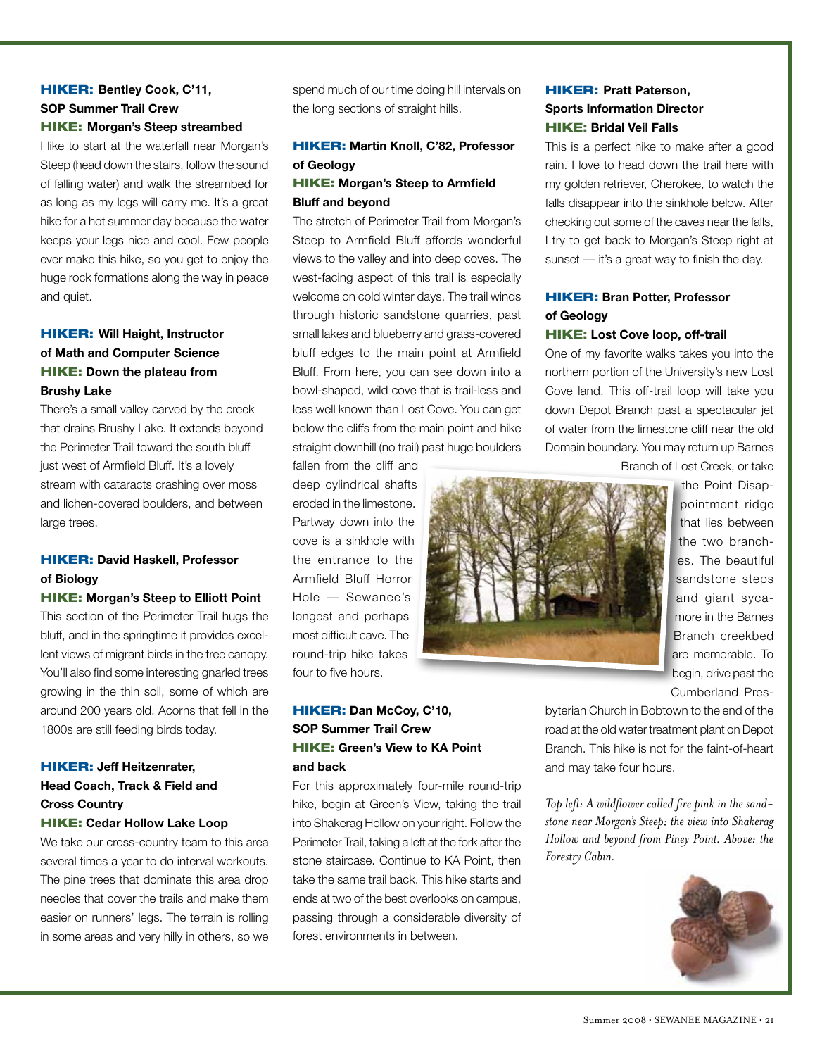**HIKER: Bentley Cook, C'11, SOP Summer Trail Crew**
**HIKE: Morgan's Steep streambed**

I like to start at the waterfall near Morgan's Steep (head down the stairs, follow the sound of falling water) and walk the streambed for as long as my legs will carry me. It's a great hike for a hot summer day because the water keeps your legs nice and cool. Few people ever make this hike, so you get to enjoy the huge rock formations along the way in peace and quiet.

**HIKER: Will Haight, Instructor of Math and Computer Science**
**HIKE: Down the plateau from Brushy Lake**

There's a small valley carved by the creek that drains Brushy Lake. It extends beyond the Perimeter Trail toward the south bluff just west of Armfield Bluff. It's a lovely stream with cataracts crashing over moss and lichen-covered boulders, and between large trees.

**HIKER: David Haskell, Professor of Biology**
**HIKE: Morgan's Steep to Elliott Point**

This section of the Perimeter Trail hugs the bluff, and in the springtime it provides excellent views of migrant birds in the tree canopy. You'll also find some interesting gnarled trees growing in the thin soil, some of which are around 200 years old. Acorns that fell in the 1800s are still feeding birds today.

**HIKER: Jeff Heitzenrater, Head Coach, Track & Field and Cross Country**
**HIKE: Cedar Hollow Lake Loop**

We take our cross-country team to this area several times a year to do interval workouts. The pine trees that dominate this area drop needles that cover the trails and make them easier on runners' legs. The terrain is rolling in some areas and very hilly in others, so we spend much of our time doing hill intervals on the long sections of straight hills.

**HIKER: Martin Knoll, C'82, Professor of Geology**
**HIKE: Morgan's Steep to Armfield Bluff and beyond**

The stretch of Perimeter Trail from Morgan's Steep to Armfield Bluff affords wonderful views to the valley and into deep coves. The west-facing aspect of this trail is especially welcome on cold winter days. The trail winds through historic sandstone quarries, past small lakes and blueberry and grass-covered bluff edges to the main point at Armfield Bluff. From here, you can see down into a bowl-shaped, wild cove that is trail-less and less well known than Lost Cove. You can get below the cliffs from the main point and hike straight downhill (no trail) past huge boulders fallen from the cliff and deep cylindrical shafts eroded in the limestone. Partway down into the cove is a sinkhole with the entrance to the Armfield Bluff Horror Hole — Sewanee's longest and perhaps most difficult cave. The round-trip hike takes four to five hours.

**HIKER: Dan McCoy, C'10, SOP Summer Trail Crew**
**HIKE: Green's View to KA Point and back**

For this approximately four-mile round-trip hike, begin at Green's View, taking the trail into Shakerag Hollow on your right. Follow the Perimeter Trail, taking a left at the fork after the stone staircase. Continue to KA Point, then take the same trail back. This hike starts and ends at two of the best overlooks on campus, passing through a considerable diversity of forest environments in between.

**HIKER: Pratt Paterson, Sports Information Director**
**HIKE: Bridal Veil Falls**

This is a perfect hike to make after a good rain. I love to head down the trail here with my golden retriever, Cherokee, to watch the falls disappear into the sinkhole below. After checking out some of the caves near the falls, I try to get back to Morgan's Steep right at sunset — it's a great way to finish the day.

**HIKER: Bran Potter, Professor of Geology**
**HIKE: Lost Cove loop, off-trail**

One of my favorite walks takes you into the northern portion of the University's new Lost Cove land. This off-trail loop will take you down Depot Branch past a spectacular jet of water from the limestone cliff near the old Domain boundary. You may return up Barnes Branch of Lost Creek, or take the Point Disappointment ridge that lies between the two branches. The beautiful sandstone steps and giant sycamore in the Barnes Branch creekbed are memorable. To begin, drive past the Cumberland Presbyterian Church in Bobtown to the end of the road at the old water treatment plant on Depot Branch. This hike is not for the faint-of-heart and may take four hours.

*Top left: A wildflower called fire pink in the sandstone near Morgan's Steep; the view into Shakerag Hollow and beyond from Piney Point. Above: the Forestry Cabin.*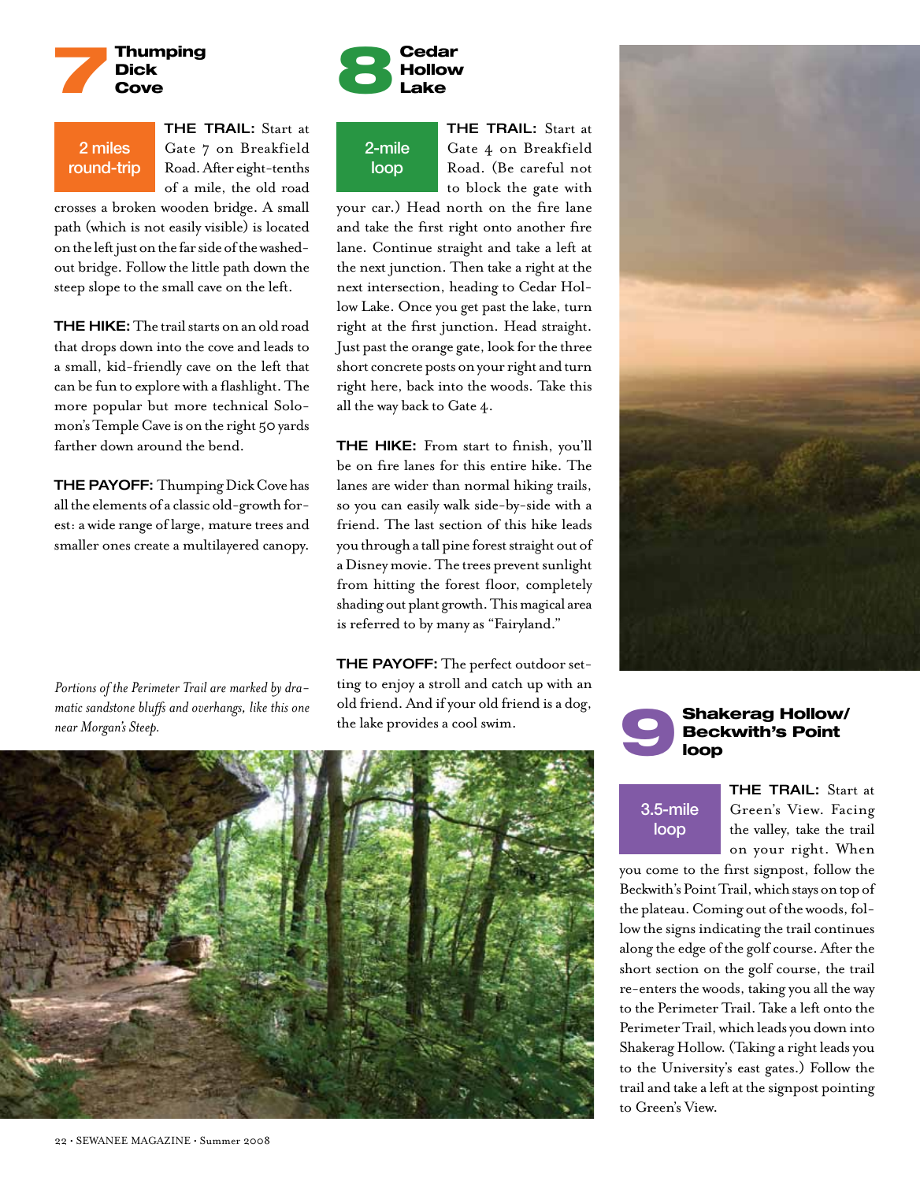## 7 Thumping Dick Cove

**2 miles round-trip**

**THE TRAIL:** Start at Gate 7 on Breakfield Road. After eight-tenths of a mile, the old road crosses a broken wooden bridge. A small path (which is not easily visible) is located on the left just on the far side of the washed-out bridge. Follow the little path down the steep slope to the small cave on the left.

**THE HIKE:** The trail starts on an old road that drops down into the cove and leads to a small, kid-friendly cave on the left that can be fun to explore with a flashlight. The more popular but more technical Solomon's Temple Cave is on the right 50 yards farther down around the bend.

**THE PAYOFF:** Thumping Dick Cove has all the elements of a classic old-growth forest: a wide range of large, mature trees and smaller ones create a multilayered canopy.

*Portions of the Perimeter Trail are marked by dramatic sandstone bluffs and overhangs, like this one near Morgan's Steep.*

## 8 Cedar Hollow Lake

**2-mile loop**

**THE TRAIL:** Start at Gate 4 on Breakfield Road. (Be careful not to block the gate with your car.) Head north on the fire lane and take the first right onto another fire lane. Continue straight and take a left at the next junction. Then take a right at the next intersection, heading to Cedar Hollow Lake. Once you get past the lake, turn right at the first junction. Head straight. Just past the orange gate, look for the three short concrete posts on your right and turn right here, back into the woods. Take this all the way back to Gate 4.

**THE HIKE:** From start to finish, you'll be on fire lanes for this entire hike. The lanes are wider than normal hiking trails, so you can easily walk side-by-side with a friend. The last section of this hike leads you through a tall pine forest straight out of a Disney movie. The trees prevent sunlight from hitting the forest floor, completely shading out plant growth. This magical area is referred to by many as "Fairyland."

**THE PAYOFF:** The perfect outdoor setting to enjoy a stroll and catch up with an old friend. And if your old friend is a dog, the lake provides a cool swim.

## 9 Shakerag Hollow/ Beckwith's Point loop

**3.5-mile loop**

**THE TRAIL:** Start at Green's View. Facing the valley, take the trail on your right. When you come to the first signpost, follow the Beckwith's Point Trail, which stays on top of the plateau. Coming out of the woods, follow the signs indicating the trail continues along the edge of the golf course. After the short section on the golf course, the trail re-enters the woods, taking you all the way to the Perimeter Trail. Take a left onto the Perimeter Trail, which leads you down into Shakerag Hollow. (Taking a right leads you to the University's east gates.) Follow the trail and take a left at the signpost pointing to Green's View.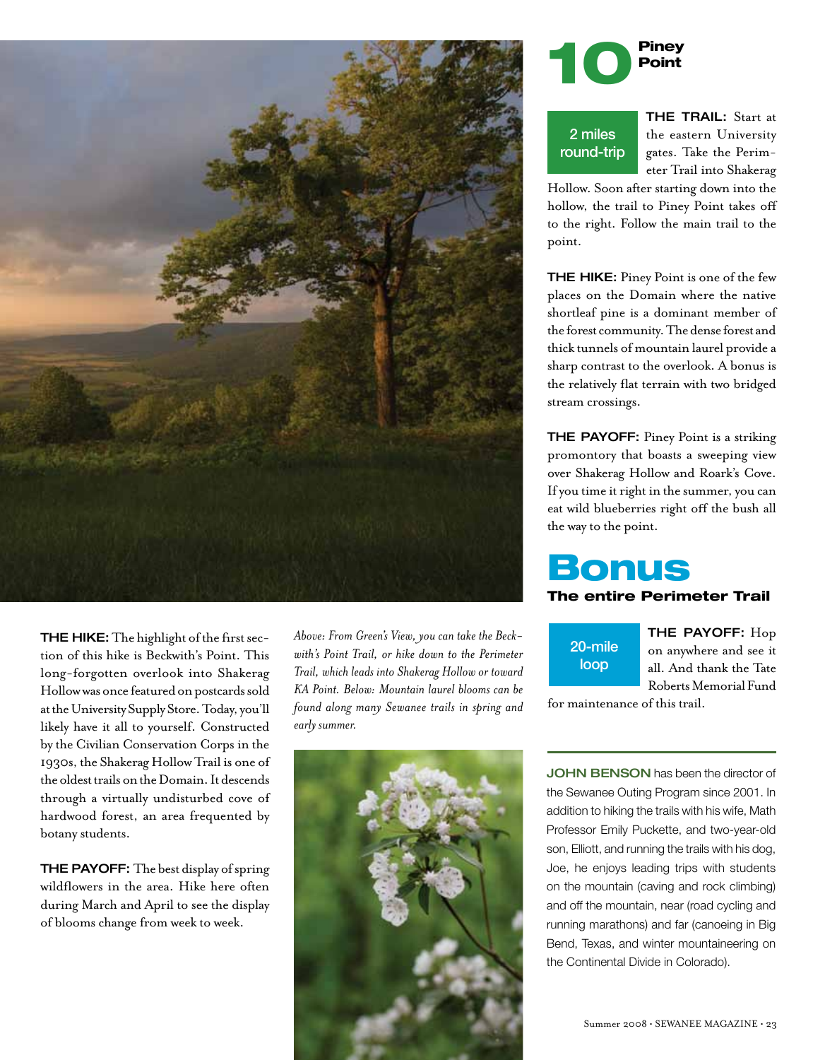**THE HIKE:** The highlight of the first section of this hike is Beckwith's Point. This long-forgotten overlook into Shakerag Hollow was once featured on postcards sold at the University Supply Store. Today, you'll likely have it all to yourself. Constructed by the Civilian Conservation Corps in the 1930s, the Shakerag Hollow Trail is one of the oldest trails on the Domain. It descends through a virtually undisturbed cove of hardwood forest, an area frequented by botany students.

**THE PAYOFF:** The best display of spring wildflowers in the area. Hike here often during March and April to see the display of blooms change from week to week.

*Above: From Green's View, you can take the Beckwith's Point Trail, or hike down to the Perimeter Trail, which leads into Shakerag Hollow or toward KA Point. Below: Mountain laurel blooms can be found along many Sewanee trails in spring and early summer.*

## 10 Piney Point

**2 miles round-trip**

**THE TRAIL:** Start at the eastern University gates. Take the Perimeter Trail into Shakerag Hollow. Soon after starting down into the hollow, the trail to Piney Point takes off to the right. Follow the main trail to the point.

**THE HIKE:** Piney Point is one of the few places on the Domain where the native shortleaf pine is a dominant member of the forest community. The dense forest and thick tunnels of mountain laurel provide a sharp contrast to the overlook. A bonus is the relatively flat terrain with two bridged stream crossings.

**THE PAYOFF:** Piney Point is a striking promontory that boasts a sweeping view over Shakerag Hollow and Roark's Cove. If you time it right in the summer, you can eat wild blueberries right off the bush all the way to the point.

## Bonus

### The entire Perimeter Trail

**20-mile loop**

**THE PAYOFF:** Hop on anywhere and see it all. And thank the Tate Roberts Memorial Fund for maintenance of this trail.

---

**JOHN BENSON** has been the director of the Sewanee Outing Program since 2001. In addition to hiking the trails with his wife, Math Professor Emily Puckette, and two-year-old son, Elliott, and running the trails with his dog, Joe, he enjoys leading trips with students on the mountain (caving and rock climbing) and off the mountain, near (road cycling and running marathons) and far (canoeing in Big Bend, Texas, and winter mountaineering on the Continental Divide in Colorado).